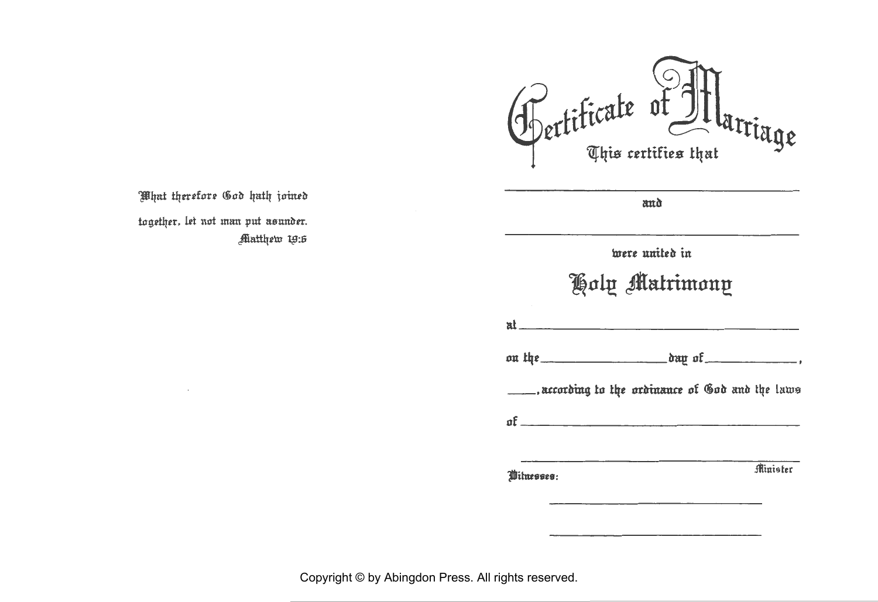What therefore God hath joined together, let not man put asunder.
Matthew 19:6

# Certificate of Marriage

This certifies that

_______________________________________________

and

_______________________________________________

were united in

## Holy Matrimony

at _______________________________________________

on the ________________ day of ______________,

_____, according to the ordinance of God and the laws

of _______________________________________________

_______________________________________________
Minister

Witnesses:

_______________________________

_______________________________

Copyright © by Abingdon Press. All rights reserved.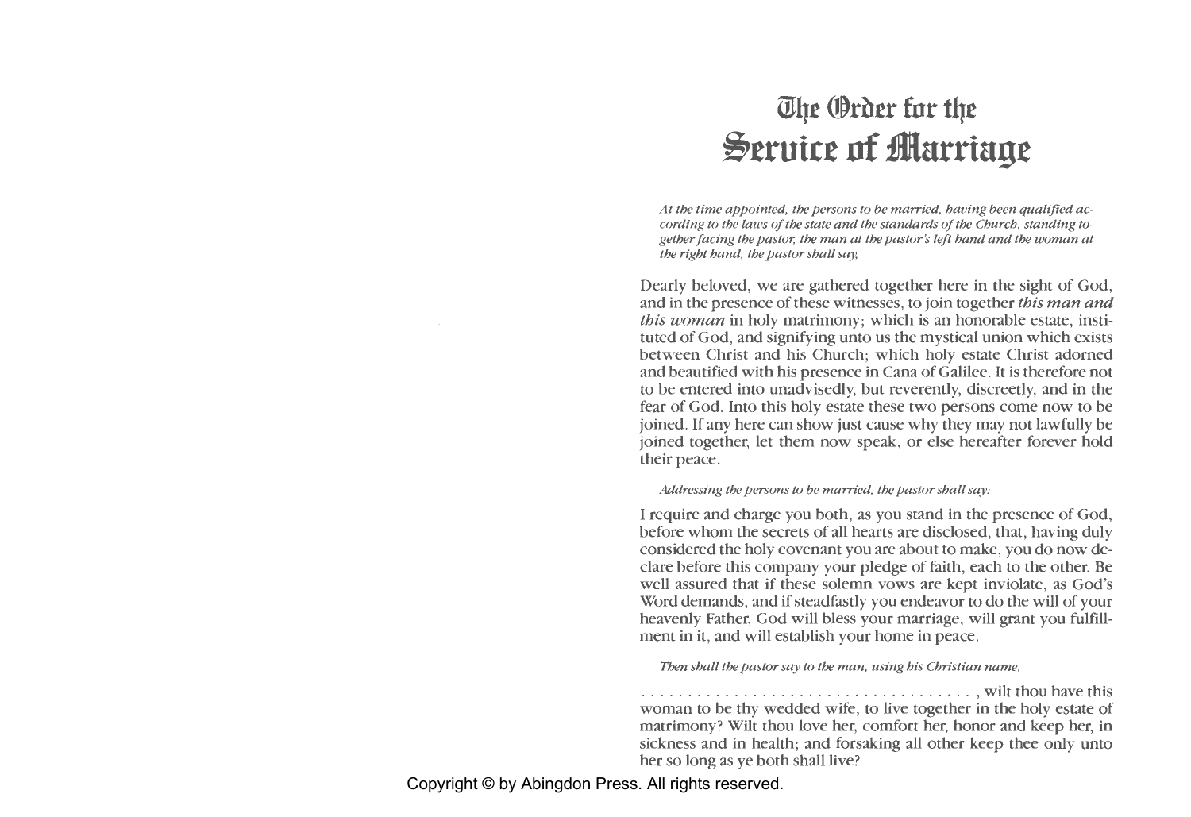# The Order for the Service of Marriage

*At the time appointed, the persons to be married, having been qualified according to the laws of the state and the standards of the Church, standing together facing the pastor, the man at the pastor's left hand and the woman at the right hand, the pastor shall say,*

Dearly beloved, we are gathered together here in the sight of God, and in the presence of these witnesses, to join together ***this man and this woman*** in holy matrimony; which is an honorable estate, instituted of God, and signifying unto us the mystical union which exists between Christ and his Church; which holy estate Christ adorned and beautified with his presence in Cana of Galilee. It is therefore not to be entered into unadvisedly, but reverently, discreetly, and in the fear of God. Into this holy estate these two persons come now to be joined. If any here can show just cause why they may not lawfully be joined together, let them now speak, or else hereafter forever hold their peace.

*Addressing the persons to be married, the pastor shall say:*

I require and charge you both, as you stand in the presence of God, before whom the secrets of all hearts are disclosed, that, having duly considered the holy covenant you are about to make, you do now declare before this company your pledge of faith, each to the other. Be well assured that if these solemn vows are kept inviolate, as God's Word demands, and if steadfastly you endeavor to do the will of your heavenly Father, God will bless your marriage, will grant you fulfillment in it, and will establish your home in peace.

*Then shall the pastor say to the man, using his Christian name,*

. . . . . . . . . . . . . . . . . . . . . . . . . . . . . . . . . . . . , wilt thou have this woman to be thy wedded wife, to live together in the holy estate of matrimony? Wilt thou love her, comfort her, honor and keep her, in sickness and in health; and forsaking all other keep thee only unto her so long as ye both shall live?

Copyright © by Abingdon Press. All rights reserved.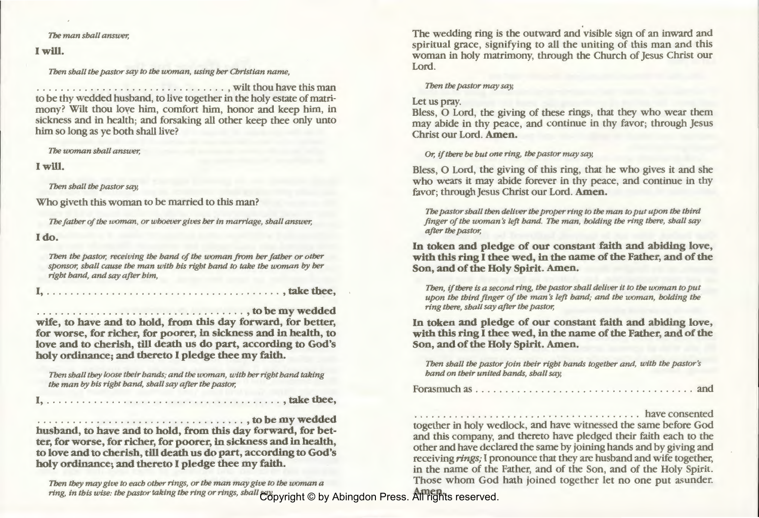*The man shall answer,*

**I will.**

*Then shall the pastor say to the woman, using her Christian name,*

. . . . . . . . . . . . . . . . . . . . . . . . . . . . . . . . , wilt thou have this man to be thy wedded husband, to live together in the holy estate of matrimony? Wilt thou love him, comfort him, honor and keep him, in sickness and in health; and forsaking all other keep thee only unto him so long as ye both shall live?

*The woman shall answer,*

**I will.**

*Then shall the pastor say,*

Who giveth this woman to be married to this man?

*The father of the woman, or whoever gives her in marriage, shall answer,*

**I do.**

*Then the pastor, receiving the hand of the woman from her father or other sponsor, shall cause the man with his right hand to take the woman by her right hand, and say after him,*

**I, . . . . . . . . . . . . . . . . . . . . . . . . . . . . . . . . . . . . . . . , take thee,**

**. . . . . . . . . . . . . . . . . . . . . . . . . . . . . . . . . . . . , to be my wedded wife, to have and to hold, from this day forward, for better, for worse, for richer, for poorer, in sickness and in health, to love and to cherish, till death us do part, according to God's holy ordinance; and thereto I pledge thee my faith.**

*Then shall they loose their hands; and the woman, with her right hand taking the man by his right hand, shall say after the pastor,*

**I, . . . . . . . . . . . . . . . . . . . . . . . . . . . . . . . . . . . . . . . , take thee,**

**. . . . . . . . . . . . . . . . . . . . . . . . . . . . . . . . . . . . , to be my wedded husband, to have and to hold, from this day forward, for better, for worse, for richer, for poorer, in sickness and in health, to love and to cherish, till death us do part, according to God's holy ordinance; and thereto I pledge thee my faith.**

*Then they may give to each other rings, or the man may give to the woman a ring, in this wise: the pastor taking the ring or rings, shall say,*

The wedding ring is the outward and visible sign of an inward and spiritual grace, signifying to all the uniting of this man and this woman in holy matrimony, through the Church of Jesus Christ our Lord.

*Then the pastor may say,*

Let us pray.
Bless, O Lord, the giving of these rings, that they who wear them may abide in thy peace, and continue in thy favor; through Jesus Christ our Lord. **Amen.**

*Or, if there be but one ring, the pastor may say,*

Bless, O Lord, the giving of this ring, that he who gives it and she who wears it may abide forever in thy peace, and continue in thy favor; through Jesus Christ our Lord. **Amen.**

*The pastor shall then deliver the proper ring to the man to put upon the third finger of the woman's left hand. The man, holding the ring there, shall say after the pastor,*

**In token and pledge of our constant faith and abiding love, with this ring I thee wed, in the name of the Father, and of the Son, and of the Holy Spirit. Amen.**

*Then, if there is a second ring, the pastor shall deliver it to the woman to put upon the third finger of the man's left hand; and the woman, holding the ring there, shall say after the pastor,*

**In token and pledge of our constant faith and abiding love, with this ring I thee wed, in the name of the Father, and of the Son, and of the Holy Spirit. Amen.**

*Then shall the pastor join their right hands together and, with the pastor's hand on their united hands, shall say,*

Forasmuch as . . . . . . . . . . . . . . . . . . . . . . . . . . . . . . . . . . . . . and

. . . . . . . . . . . . . . . . . . . . . . . . . . . . . . . . . . . . . . . have consented together in holy wedlock, and have witnessed the same before God and this company, and thereto have pledged their faith each to the other and have declared the same by joining hands and by giving and receiving *rings;* I pronounce that they are husband and wife together, in the name of the Father, and of the Son, and of the Holy Spirit. Those whom God hath joined together let no one put asunder. **Amen.**

Copyright © by Abingdon Press. All rights reserved.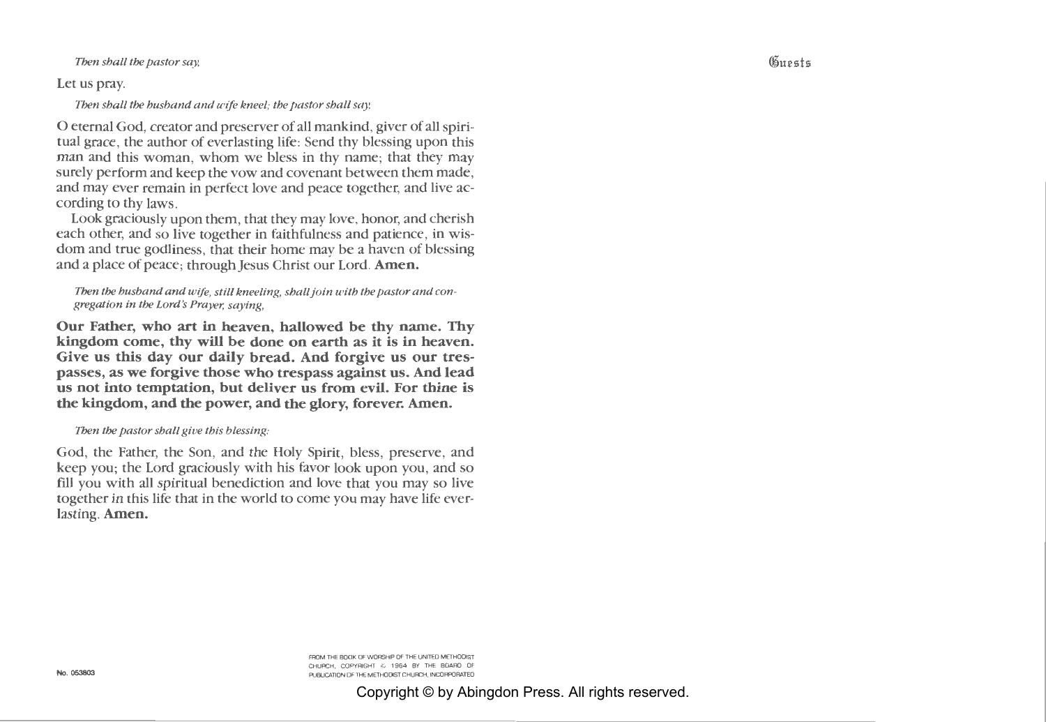*Then shall the pastor say,*

Let us pray.

*Then shall the husband and wife kneel; the pastor shall say:*

O eternal God, creator and preserver of all mankind, giver of all spiritual grace, the author of everlasting life: Send thy blessing upon this man and this woman, whom we bless in thy name; that they may surely perform and keep the vow and covenant between them made, and may ever remain in perfect love and peace together, and live according to thy laws.

Look graciously upon them, that they may love, honor, and cherish each other, and so live together in faithfulness and patience, in wisdom and true godliness, that their home may be a haven of blessing and a place of peace; through Jesus Christ our Lord. **Amen.**

*Then the husband and wife, still kneeling, shall join with the pastor and congregation in the Lord's Prayer, saying,*

**Our Father, who art in heaven, hallowed be thy name. Thy kingdom come, thy will be done on earth as it is in heaven. Give us this day our daily bread. And forgive us our trespasses, as we forgive those who trespass against us. And lead us not into temptation, but deliver us from evil. For thine is the kingdom, and the power, and the glory, forever. Amen.**

*Then the pastor shall give this blessing:*

God, the Father, the Son, and the Holy Spirit, bless, preserve, and keep you; the Lord graciously with his favor look upon you, and so fill you with all spiritual benediction and love that you may so live together in this life that in the world to come you may have life everlasting. **Amen.**

No. 053803

FROM THE BOOK OF WORSHIP OF THE UNITED METHODIST CHURCH, COPYRIGHT © 1964 BY THE BOARD OF PUBLICATION OF THE METHODIST CHURCH, INCORPORATED

Copyright © by Abingdon Press. All rights reserved.

## Guests